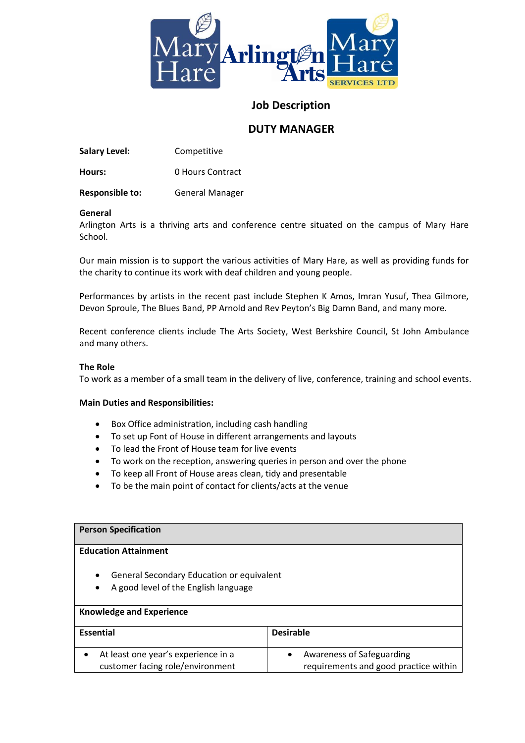# Job Description

## DUTY MANAGER

**Salary Level:** Competitive

**Hours:** 0 Hours Contract

**Responsible to:** General Manager

**General**

Arlington Arts is a thriving arts and conference centre situated on the campus of Mary Hare School.

Our main mission is to support the various activities of Mary Hare, as well as providing funds for the charity to continue its work with deaf children and young people.

Performances by artists in the recent past include Stephen K Amos, Imran Yusuf, Thea Gilmore, Devon Sproule, The Blues Band, PP Arnold and Rev Peyton's Big Damn Band, and many more.

Recent conference clients include The Arts Society, West Berkshire Council, St John Ambulance and many others.

**The Role**

To work as a member of a small team in the delivery of live, conference, training and school events.

**Main Duties and Responsibilities:**

- Box Office administration, including cash handling
- To set up Font of House in different arrangements and layouts
- To lead the Front of House team for live events
- To work on the reception, answering queries in person and over the phone
- To keep all Front of House areas clean, tidy and presentable
- To be the main point of contact for clients/acts at the venue

| Person Specification | |
|---|---|
| **Education Attainment**<br>• General Secondary Education or equivalent<br>• A good level of the English language | |
| **Knowledge and Experience** | |
| **Essential** | **Desirable** |
| • At least one year's experience in a customer facing role/environment | • Awareness of Safeguarding requirements and good practice within |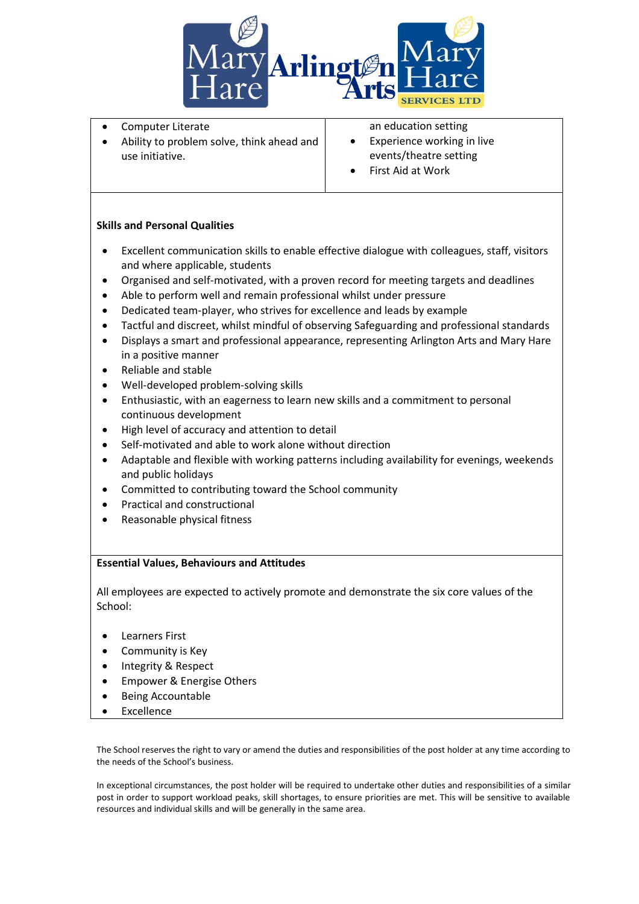| | |
|---|---|
| • Computer Literate<br>• Ability to problem solve, think ahead and use initiative. | an education setting<br>• Experience working in live events/theatre setting<br>• First Aid at Work |

**Skills and Personal Qualities**

- Excellent communication skills to enable effective dialogue with colleagues, staff, visitors and where applicable, students
- Organised and self-motivated, with a proven record for meeting targets and deadlines
- Able to perform well and remain professional whilst under pressure
- Dedicated team-player, who strives for excellence and leads by example
- Tactful and discreet, whilst mindful of observing Safeguarding and professional standards
- Displays a smart and professional appearance, representing Arlington Arts and Mary Hare in a positive manner
- Reliable and stable
- Well-developed problem-solving skills
- Enthusiastic, with an eagerness to learn new skills and a commitment to personal continuous development
- High level of accuracy and attention to detail
- Self-motivated and able to work alone without direction
- Adaptable and flexible with working patterns including availability for evenings, weekends and public holidays
- Committed to contributing toward the School community
- Practical and constructional
- Reasonable physical fitness

**Essential Values, Behaviours and Attitudes**

All employees are expected to actively promote and demonstrate the six core values of the School:

- Learners First
- Community is Key
- Integrity & Respect
- Empower & Energise Others
- Being Accountable
- Excellence

The School reserves the right to vary or amend the duties and responsibilities of the post holder at any time according to the needs of the School's business.

In exceptional circumstances, the post holder will be required to undertake other duties and responsibilities of a similar post in order to support workload peaks, skill shortages, to ensure priorities are met. This will be sensitive to available resources and individual skills and will be generally in the same area.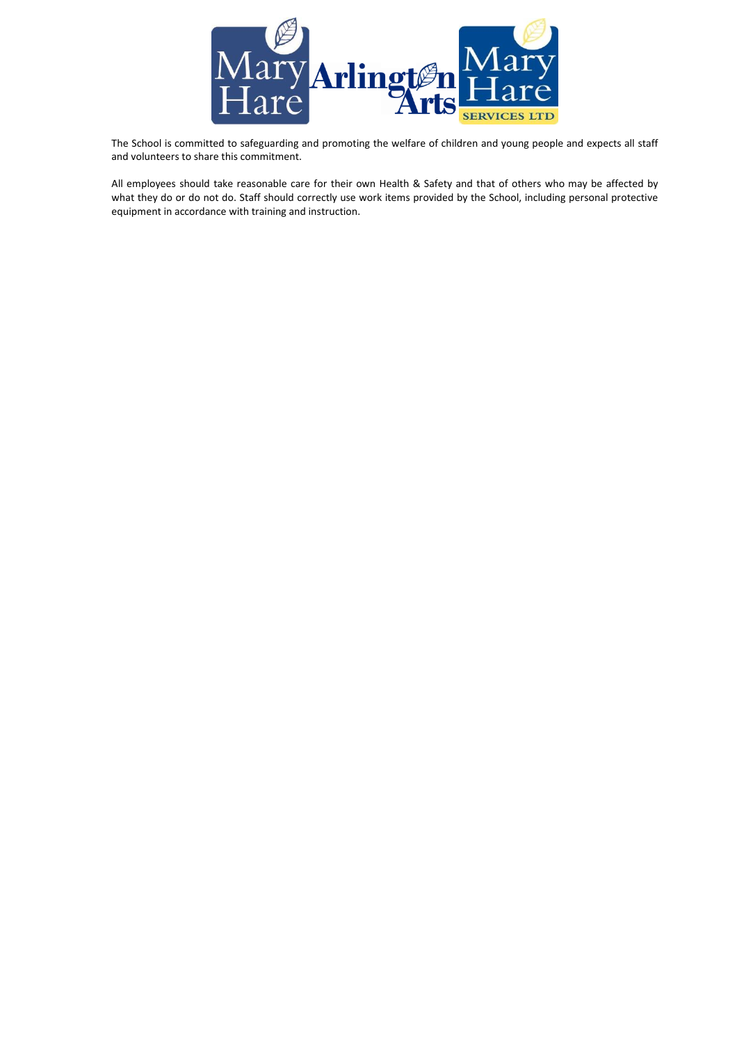The School is committed to safeguarding and promoting the welfare of children and young people and expects all staff and volunteers to share this commitment.

All employees should take reasonable care for their own Health & Safety and that of others who may be affected by what they do or do not do. Staff should correctly use work items provided by the School, including personal protective equipment in accordance with training and instruction.